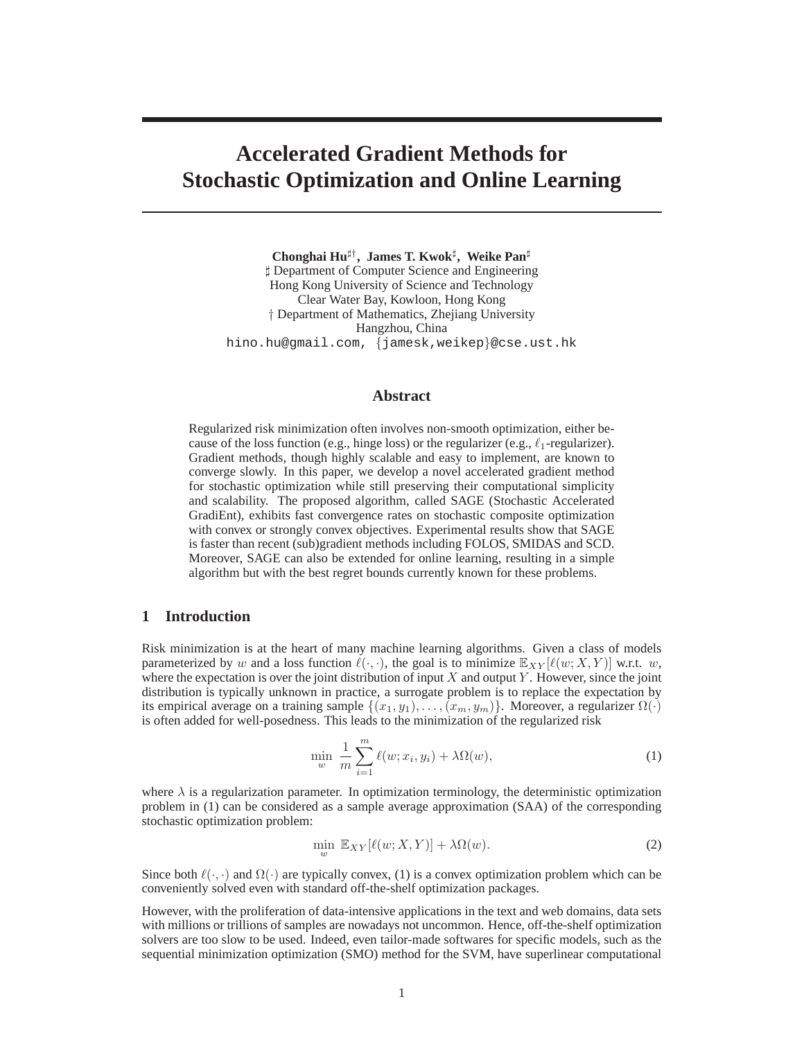# Accelerated Gradient Methods for Stochastic Optimization and Online Learning

**Chonghai Hu**[♯†], **James T. Kwok**[♯], **Weike Pan**[♯]

♯ Department of Computer Science and Engineering
Hong Kong University of Science and Technology
Clear Water Bay, Kowloon, Hong Kong
† Department of Mathematics, Zhejiang University
Hangzhou, China
hino.hu@gmail.com, {jamesk,weikep}@cse.ust.hk

## Abstract

Regularized risk minimization often involves non-smooth optimization, either because of the loss function (e.g., hinge loss) or the regularizer (e.g., $\ell_1$-regularizer). Gradient methods, though highly scalable and easy to implement, are known to converge slowly. In this paper, we develop a novel accelerated gradient method for stochastic optimization while still preserving their computational simplicity and scalability. The proposed algorithm, called SAGE (Stochastic Accelerated GradiEnt), exhibits fast convergence rates on stochastic composite optimization with convex or strongly convex objectives. Experimental results show that SAGE is faster than recent (sub)gradient methods including FOLOS, SMIDAS and SCD. Moreover, SAGE can also be extended for online learning, resulting in a simple algorithm but with the best regret bounds currently known for these problems.

## 1 Introduction

Risk minimization is at the heart of many machine learning algorithms. Given a class of models parameterized by $w$ and a loss function $\ell(\cdot,\cdot)$, the goal is to minimize $\mathbb{E}_{XY}[\ell(w;X,Y)]$ w.r.t. $w$, where the expectation is over the joint distribution of input $X$ and output $Y$. However, since the joint distribution is typically unknown in practice, a surrogate problem is to replace the expectation by its empirical average on a training sample $\{(x_1,y_1),\ldots,(x_m,y_m)\}$. Moreover, a regularizer $\Omega(\cdot)$ is often added for well-posedness. This leads to the minimization of the regularized risk

$$\min_w \; \frac{1}{m}\sum_{i=1}^{m} \ell(w;x_i,y_i) + \lambda\Omega(w), \tag{1}$$

where $\lambda$ is a regularization parameter. In optimization terminology, the deterministic optimization problem in (1) can be considered as a sample average approximation (SAA) of the corresponding stochastic optimization problem:

$$\min_w \; \mathbb{E}_{XY}[\ell(w;X,Y)] + \lambda\Omega(w). \tag{2}$$

Since both $\ell(\cdot,\cdot)$ and $\Omega(\cdot)$ are typically convex, (1) is a convex optimization problem which can be conveniently solved even with standard off-the-shelf optimization packages.

However, with the proliferation of data-intensive applications in the text and web domains, data sets with millions or trillions of samples are nowadays not uncommon. Hence, off-the-shelf optimization solvers are too slow to be used. Indeed, even tailor-made softwares for specific models, such as the sequential minimization optimization (SMO) method for the SVM, have superlinear computational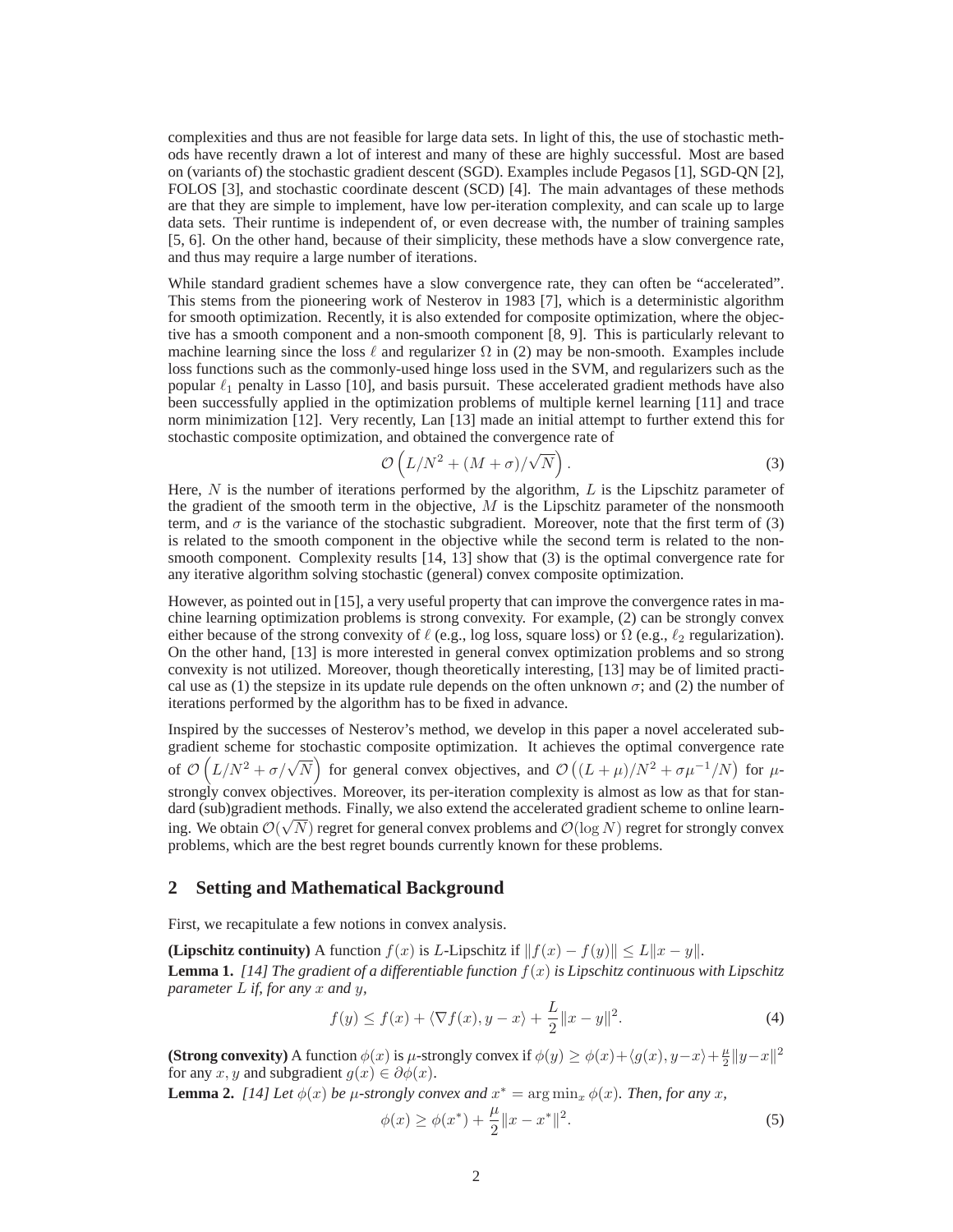complexities and thus are not feasible for large data sets. In light of this, the use of stochastic methods have recently drawn a lot of interest and many of these are highly successful. Most are based on (variants of) the stochastic gradient descent (SGD). Examples include Pegasos [1], SGD-QN [2], FOLOS [3], and stochastic coordinate descent (SCD) [4]. The main advantages of these methods are that they are simple to implement, have low per-iteration complexity, and can scale up to large data sets. Their runtime is independent of, or even decrease with, the number of training samples [5, 6]. On the other hand, because of their simplicity, these methods have a slow convergence rate, and thus may require a large number of iterations.

While standard gradient schemes have a slow convergence rate, they can often be "accelerated". This stems from the pioneering work of Nesterov in 1983 [7], which is a deterministic algorithm for smooth optimization. Recently, it is also extended for composite optimization, where the objective has a smooth component and a non-smooth component [8, 9]. This is particularly relevant to machine learning since the loss $\ell$ and regularizer $\Omega$ in (2) may be non-smooth. Examples include loss functions such as the commonly-used hinge loss used in the SVM, and regularizers such as the popular $\ell_1$ penalty in Lasso [10], and basis pursuit. These accelerated gradient methods have also been successfully applied in the optimization problems of multiple kernel learning [11] and trace norm minimization [12]. Very recently, Lan [13] made an initial attempt to further extend this for stochastic composite optimization, and obtained the convergence rate of

$$\mathcal{O}\left(L/N^2 + (M+\sigma)/\sqrt{N}\right). \tag{3}$$

Here, $N$ is the number of iterations performed by the algorithm, $L$ is the Lipschitz parameter of the gradient of the smooth term in the objective, $M$ is the Lipschitz parameter of the nonsmooth term, and $\sigma$ is the variance of the stochastic subgradient. Moreover, note that the first term of (3) is related to the smooth component in the objective while the second term is related to the non-smooth component. Complexity results [14, 13] show that (3) is the optimal convergence rate for any iterative algorithm solving stochastic (general) convex composite optimization.

However, as pointed out in [15], a very useful property that can improve the convergence rates in machine learning optimization problems is strong convexity. For example, (2) can be strongly convex either because of the strong convexity of $\ell$ (e.g., log loss, square loss) or $\Omega$ (e.g., $\ell_2$ regularization). On the other hand, [13] is more interested in general convex optimization problems and so strong convexity is not utilized. Moreover, though theoretically interesting, [13] may be of limited practical use as (1) the stepsize in its update rule depends on the often unknown $\sigma$; and (2) the number of iterations performed by the algorithm has to be fixed in advance.

Inspired by the successes of Nesterov's method, we develop in this paper a novel accelerated subgradient scheme for stochastic composite optimization. It achieves the optimal convergence rate of $\mathcal{O}\left(L/N^2 + \sigma/\sqrt{N}\right)$ for general convex objectives, and $\mathcal{O}\left((L+\mu)/N^2 + \sigma\mu^{-1}/N\right)$ for $\mu$-strongly convex objectives. Moreover, its per-iteration complexity is almost as low as that for standard (sub)gradient methods. Finally, we also extend the accelerated gradient scheme to online learning. We obtain $\mathcal{O}(\sqrt{N})$ regret for general convex problems and $\mathcal{O}(\log N)$ regret for strongly convex problems, which are the best regret bounds currently known for these problems.

## 2 Setting and Mathematical Background

First, we recapitulate a few notions in convex analysis.

**(Lipschitz continuity)** A function $f(x)$ is $L$-Lipschitz if $\|f(x) - f(y)\| \leq L\|x - y\|$.

**Lemma 1.** *[14] The gradient of a differentiable function $f(x)$ is Lipschitz continuous with Lipschitz parameter $L$ if, for any $x$ and $y$,*

$$f(y) \leq f(x) + \langle \nabla f(x), y - x \rangle + \frac{L}{2}\|x - y\|^2. \tag{4}$$

**(Strong convexity)** A function $\phi(x)$ is $\mu$-strongly convex if $\phi(y) \geq \phi(x) + \langle g(x), y - x \rangle + \frac{\mu}{2}\|y - x\|^2$ for any $x, y$ and subgradient $g(x) \in \partial\phi(x)$.

**Lemma 2.** *[14] Let $\phi(x)$ be $\mu$-strongly convex and $x^* = \arg\min_x \phi(x)$. Then, for any $x$,*

$$\phi(x) \geq \phi(x^*) + \frac{\mu}{2}\|x - x^*\|^2. \tag{5}$$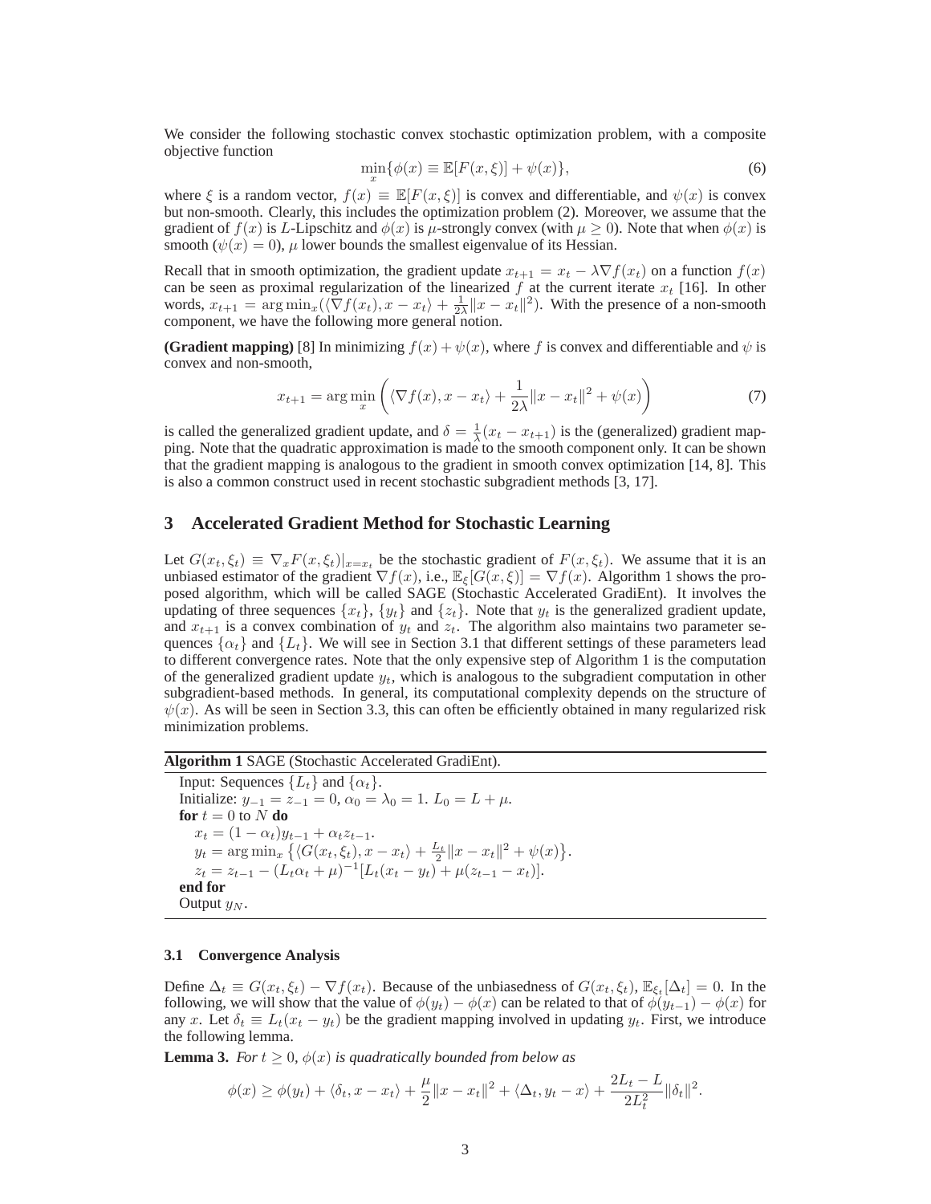We consider the following stochastic convex stochastic optimization problem, with a composite objective function

$$\min_x \{\phi(x) \equiv \mathbb{E}[F(x,\xi)] + \psi(x)\}, \tag{6}$$

where $\xi$ is a random vector, $f(x) \equiv \mathbb{E}[F(x,\xi)]$ is convex and differentiable, and $\psi(x)$ is convex but non-smooth. Clearly, this includes the optimization problem (2). Moreover, we assume that the gradient of $f(x)$ is $L$-Lipschitz and $\phi(x)$ is $\mu$-strongly convex (with $\mu \geq 0$). Note that when $\phi(x)$ is smooth ($\psi(x) = 0$), $\mu$ lower bounds the smallest eigenvalue of its Hessian.

Recall that in smooth optimization, the gradient update $x_{t+1} = x_t - \lambda \nabla f(x_t)$ on a function $f(x)$ can be seen as proximal regularization of the linearized $f$ at the current iterate $x_t$ [16]. In other words, $x_{t+1} = \arg\min_x (\langle \nabla f(x_t), x - x_t \rangle + \frac{1}{2\lambda}\|x - x_t\|^2)$. With the presence of a non-smooth component, we have the following more general notion.

**(Gradient mapping)** [8] In minimizing $f(x) + \psi(x)$, where $f$ is convex and differentiable and $\psi$ is convex and non-smooth,

$$x_{t+1} = \arg\min_x \left( \langle \nabla f(x), x - x_t \rangle + \frac{1}{2\lambda}\|x - x_t\|^2 + \psi(x) \right) \tag{7}$$

is called the generalized gradient update, and $\delta = \frac{1}{\lambda}(x_t - x_{t+1})$ is the (generalized) gradient mapping. Note that the quadratic approximation is made to the smooth component only. It can be shown that the gradient mapping is analogous to the gradient in smooth convex optimization [14, 8]. This is also a common construct used in recent stochastic subgradient methods [3, 17].

## 3 Accelerated Gradient Method for Stochastic Learning

Let $G(x_t, \xi_t) \equiv \nabla_x F(x, \xi_t)|_{x=x_t}$ be the stochastic gradient of $F(x, \xi_t)$. We assume that it is an unbiased estimator of the gradient $\nabla f(x)$, i.e., $\mathbb{E}_\xi[G(x, \xi)] = \nabla f(x)$. Algorithm 1 shows the proposed algorithm, which will be called SAGE (Stochastic Accelerated GradiEnt). It involves the updating of three sequences $\{x_t\}$, $\{y_t\}$ and $\{z_t\}$. Note that $y_t$ is the generalized gradient update, and $x_{t+1}$ is a convex combination of $y_t$ and $z_t$. The algorithm also maintains two parameter sequences $\{\alpha_t\}$ and $\{L_t\}$. We will see in Section 3.1 that different settings of these parameters lead to different convergence rates. Note that the only expensive step of Algorithm 1 is the computation of the generalized gradient update $y_t$, which is analogous to the subgradient computation in other subgradient-based methods. In general, its computational complexity depends on the structure of $\psi(x)$. As will be seen in Section 3.3, this can often be efficiently obtained in many regularized risk minimization problems.

**Algorithm 1** SAGE (Stochastic Accelerated GradiEnt).

Input: Sequences $\{L_t\}$ and $\{\alpha_t\}$.
Initialize: $y_{-1} = z_{-1} = 0$, $\alpha_0 = \lambda_0 = 1$. $L_0 = L + \mu$.
**for** $t = 0$ to $N$ **do**
  $x_t = (1 - \alpha_t) y_{t-1} + \alpha_t z_{t-1}$.
  $y_t = \arg\min_x \left\{ \langle G(x_t, \xi_t), x - x_t \rangle + \frac{L_t}{2}\|x - x_t\|^2 + \psi(x) \right\}$.
  $z_t = z_{t-1} - (L_t \alpha_t + \mu)^{-1}[L_t(x_t - y_t) + \mu(z_{t-1} - x_t)]$.
**end for**
Output $y_N$.

### 3.1 Convergence Analysis

Define $\Delta_t \equiv G(x_t, \xi_t) - \nabla f(x_t)$. Because of the unbiasedness of $G(x_t, \xi_t)$, $\mathbb{E}_{\xi_t}[\Delta_t] = 0$. In the following, we will show that the value of $\phi(y_t) - \phi(x)$ can be related to that of $\phi(y_{t-1}) - \phi(x)$ for any $x$. Let $\delta_t \equiv L_t(x_t - y_t)$ be the gradient mapping involved in updating $y_t$. First, we introduce the following lemma.

**Lemma 3.** *For $t \geq 0$, $\phi(x)$ is quadratically bounded from below as*

$$\phi(x) \geq \phi(y_t) + \langle \delta_t, x - x_t \rangle + \frac{\mu}{2}\|x - x_t\|^2 + \langle \Delta_t, y_t - x \rangle + \frac{2L_t - L}{2L_t^2}\|\delta_t\|^2.$$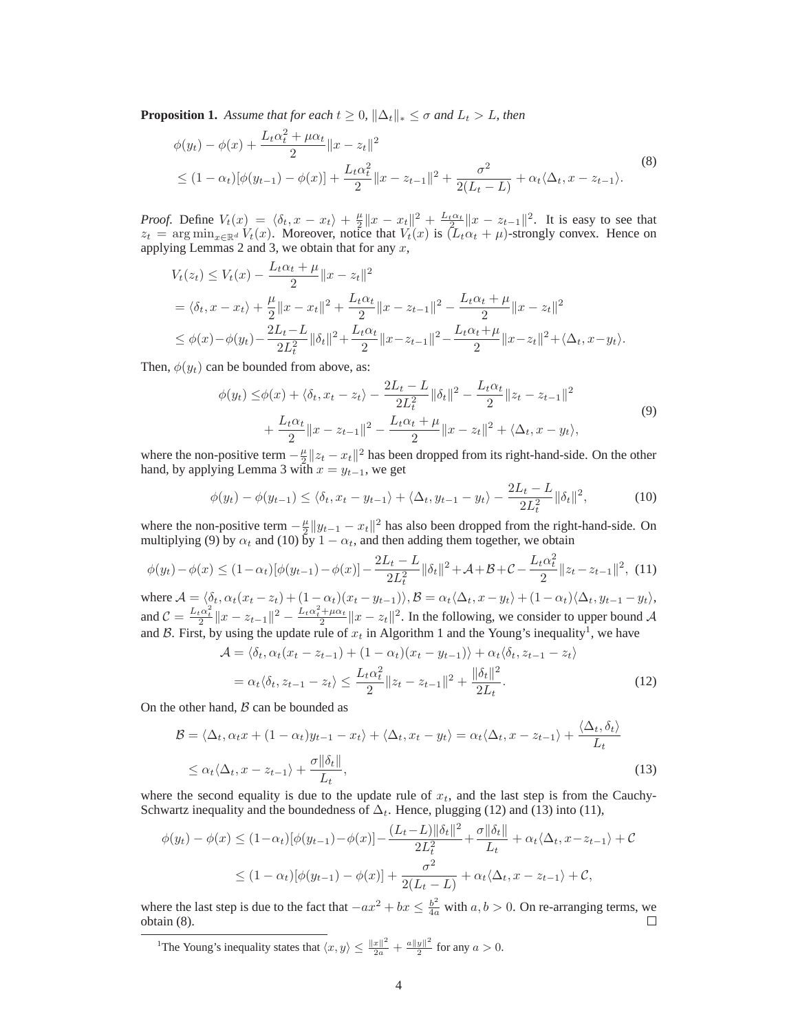**Proposition 1.** *Assume that for each $t \geq 0$, $\|\Delta_t\|_* \leq \sigma$ and $L_t > L$, then*

$$
\begin{aligned}
&\phi(y_t) - \phi(x) + \frac{L_t\alpha_t^2 + \mu\alpha_t}{2}\|x - z_t\|^2 \\
&\leq (1-\alpha_t)[\phi(y_{t-1}) - \phi(x)] + \frac{L_t\alpha_t^2}{2}\|x - z_{t-1}\|^2 + \frac{\sigma^2}{2(L_t - L)} + \alpha_t\langle \Delta_t, x - z_{t-1}\rangle.
\end{aligned}
\tag{8}
$$

*Proof.* Define $V_t(x) = \langle \delta_t, x - x_t\rangle + \frac{\mu}{2}\|x - x_t\|^2 + \frac{L_t\alpha_t}{2}\|x - z_{t-1}\|^2$. It is easy to see that $z_t = \arg\min_{x\in\mathbb{R}^d} V_t(x)$. Moreover, notice that $V_t(x)$ is $(L_t\alpha_t + \mu)$-strongly convex. Hence on applying Lemmas 2 and 3, we obtain that for any $x$,

$$
\begin{aligned}
V_t(z_t) &\leq V_t(x) - \frac{L_t\alpha_t + \mu}{2}\|x - z_t\|^2 \\
&= \langle \delta_t, x - x_t\rangle + \frac{\mu}{2}\|x - x_t\|^2 + \frac{L_t\alpha_t}{2}\|x - z_{t-1}\|^2 - \frac{L_t\alpha_t + \mu}{2}\|x - z_t\|^2 \\
&\leq \phi(x) - \phi(y_t) - \frac{2L_t - L}{2L_t^2}\|\delta_t\|^2 + \frac{L_t\alpha_t}{2}\|x - z_{t-1}\|^2 - \frac{L_t\alpha_t + \mu}{2}\|x - z_t\|^2 + \langle \Delta_t, x - y_t\rangle.
\end{aligned}
$$

Then, $\phi(y_t)$ can be bounded from above, as:

$$
\begin{aligned}
\phi(y_t) \leq& \phi(x) + \langle \delta_t, x_t - z_t\rangle - \frac{2L_t - L}{2L_t^2}\|\delta_t\|^2 - \frac{L_t\alpha_t}{2}\|z_t - z_{t-1}\|^2 \\
&+ \frac{L_t\alpha_t}{2}\|x - z_{t-1}\|^2 - \frac{L_t\alpha_t + \mu}{2}\|x - z_t\|^2 + \langle \Delta_t, x - y_t\rangle,
\end{aligned}
\tag{9}
$$

where the non-positive term $-\frac{\mu}{2}\|z_t - x_t\|^2$ has been dropped from its right-hand-side. On the other hand, by applying Lemma 3 with $x = y_{t-1}$, we get

$$
\phi(y_t) - \phi(y_{t-1}) \leq \langle \delta_t, x_t - y_{t-1}\rangle + \langle \Delta_t, y_{t-1} - y_t\rangle - \frac{2L_t - L}{2L_t^2}\|\delta_t\|^2, \tag{10}
$$

where the non-positive term $-\frac{\mu}{2}\|y_{t-1} - x_t\|^2$ has also been dropped from the right-hand-side. On multiplying (9) by $\alpha_t$ and (10) by $1 - \alpha_t$, and then adding them together, we obtain

$$
\phi(y_t) - \phi(x) \leq (1-\alpha_t)[\phi(y_{t-1}) - \phi(x)] - \frac{2L_t - L}{2L_t^2}\|\delta_t\|^2 + \mathcal{A} + \mathcal{B} + \mathcal{C} - \frac{L_t\alpha_t^2}{2}\|z_t - z_{t-1}\|^2, \tag{11}
$$

where $\mathcal{A} = \langle \delta_t, \alpha_t(x_t - z_t) + (1-\alpha_t)(x_t - y_{t-1})\rangle$, $\mathcal{B} = \alpha_t\langle \Delta_t, x - y_t\rangle + (1-\alpha_t)\langle \Delta_t, y_{t-1} - y_t\rangle$, and $\mathcal{C} = \frac{L_t\alpha_t^2}{2}\|x - z_{t-1}\|^2 - \frac{L_t\alpha_t^2 + \mu\alpha_t}{2}\|x - z_t\|^2$. In the following, we consider to upper bound $\mathcal{A}$ and $\mathcal{B}$. First, by using the update rule of $x_t$ in Algorithm 1 and the Young's inequality[1], we have

$$
\begin{aligned}
\mathcal{A} &= \langle \delta_t, \alpha_t(x_t - z_{t-1}) + (1-\alpha_t)(x_t - y_{t-1})\rangle + \alpha_t\langle \delta_t, z_{t-1} - z_t\rangle \\
&= \alpha_t\langle \delta_t, z_{t-1} - z_t\rangle \leq \frac{L_t\alpha_t^2}{2}\|z_t - z_{t-1}\|^2 + \frac{\|\delta_t\|^2}{2L_t}.
\end{aligned}
\tag{12}
$$

On the other hand, $\mathcal{B}$ can be bounded as

$$
\begin{aligned}
\mathcal{B} &= \langle \Delta_t, \alpha_t x + (1-\alpha_t)y_{t-1} - x_t\rangle + \langle \Delta_t, x_t - y_t\rangle = \alpha_t\langle \Delta_t, x - z_{t-1}\rangle + \frac{\langle \Delta_t, \delta_t\rangle}{L_t} \\
&\leq \alpha_t\langle \Delta_t, x - z_{t-1}\rangle + \frac{\sigma\|\delta_t\|}{L_t},
\end{aligned}
\tag{13}
$$

where the second equality is due to the update rule of $x_t$, and the last step is from the Cauchy-Schwartz inequality and the boundedness of $\Delta_t$. Hence, plugging (12) and (13) into (11),

$$
\begin{aligned}
\phi(y_t) - \phi(x) &\leq (1-\alpha_t)[\phi(y_{t-1}) - \phi(x)] - \frac{(L_t - L)\|\delta_t\|^2}{2L_t^2} + \frac{\sigma\|\delta_t\|}{L_t} + \alpha_t\langle \Delta_t, x - z_{t-1}\rangle + \mathcal{C} \\
&\leq (1-\alpha_t)[\phi(y_{t-1}) - \phi(x)] + \frac{\sigma^2}{2(L_t - L)} + \alpha_t\langle \Delta_t, x - z_{t-1}\rangle + \mathcal{C},
\end{aligned}
$$

where the last step is due to the fact that $-ax^2 + bx \leq \frac{b^2}{4a}$ with $a, b > 0$. On re-arranging terms, we obtain (8). $\square$

[1] The Young's inequality states that $\langle x, y\rangle \leq \frac{\|x\|^2}{2a} + \frac{a\|y\|^2}{2}$ for any $a > 0$.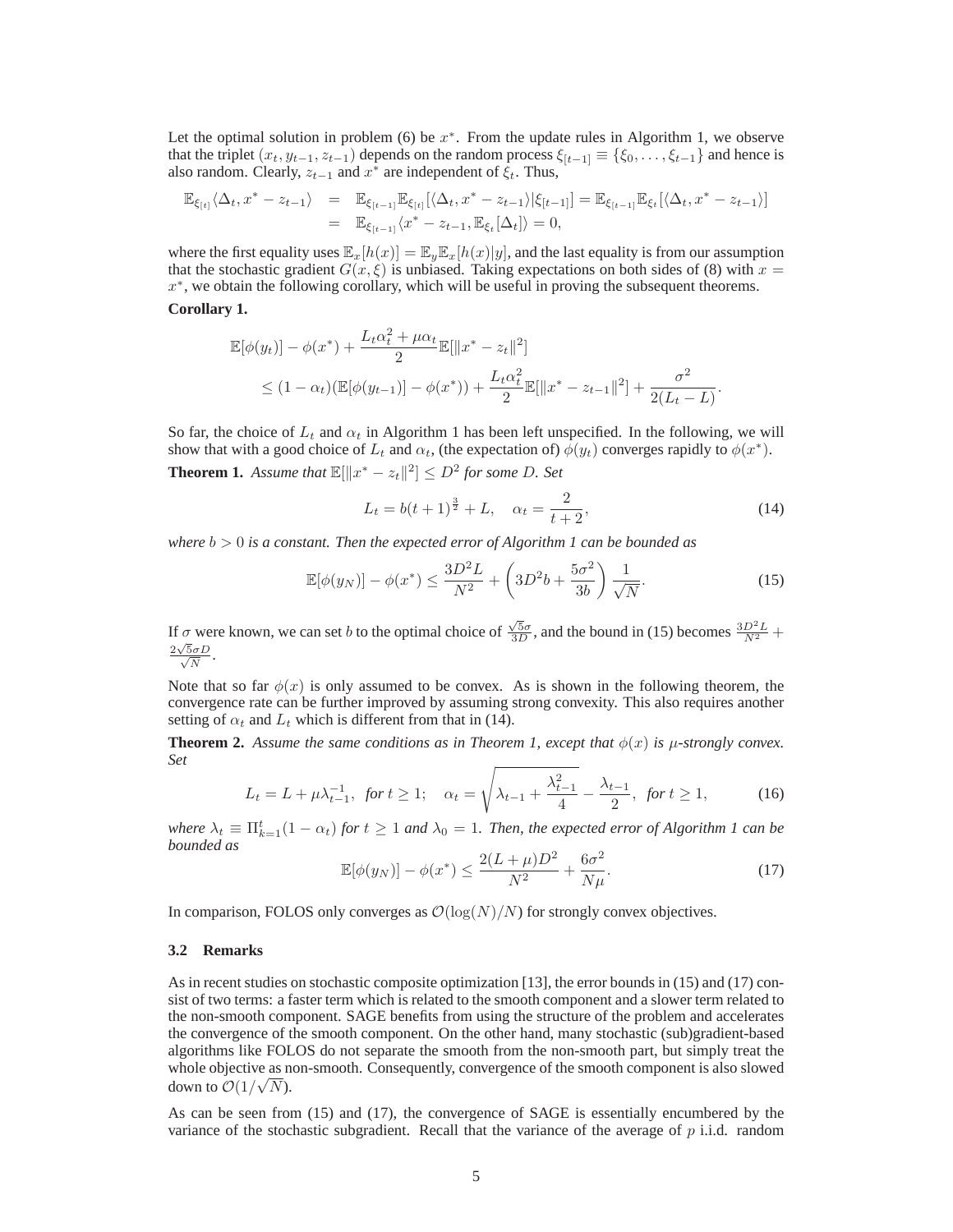Let the optimal solution in problem (6) be $x^*$. From the update rules in Algorithm 1, we observe that the triplet $(x_t, y_{t-1}, z_{t-1})$ depends on the random process $\xi_{[t-1]} \equiv \{\xi_0, \ldots, \xi_{t-1}\}$ and hence is also random. Clearly, $z_{t-1}$ and $x^*$ are independent of $\xi_t$. Thus,

$$
\begin{aligned}
\mathbb{E}_{\xi_{[t]}} \langle \Delta_t, x^* - z_{t-1} \rangle &= \mathbb{E}_{\xi_{[t-1]}} \mathbb{E}_{\xi_{[t]}} [\langle \Delta_t, x^* - z_{t-1} \rangle | \xi_{[t-1]}] = \mathbb{E}_{\xi_{[t-1]}} \mathbb{E}_{\xi_t} [\langle \Delta_t, x^* - z_{t-1} \rangle] \\
&= \mathbb{E}_{\xi_{[t-1]}} \langle x^* - z_{t-1}, \mathbb{E}_{\xi_t}[\Delta_t] \rangle = 0,
\end{aligned}
$$

where the first equality uses $\mathbb{E}_x[h(x)] = \mathbb{E}_y \mathbb{E}_x[h(x)|y]$, and the last equality is from our assumption that the stochastic gradient $G(x, \xi)$ is unbiased. Taking expectations on both sides of (8) with $x = x^*$, we obtain the following corollary, which will be useful in proving the subsequent theorems.

**Corollary 1.**

$$
\begin{aligned}
&\mathbb{E}[\phi(y_t)] - \phi(x^*) + \frac{L_t \alpha_t^2 + \mu \alpha_t}{2} \mathbb{E}[\|x^* - z_t\|^2] \\
&\quad \leq (1 - \alpha_t)(\mathbb{E}[\phi(y_{t-1})] - \phi(x^*)) + \frac{L_t \alpha_t^2}{2} \mathbb{E}[\|x^* - z_{t-1}\|^2] + \frac{\sigma^2}{2(L_t - L)}.
\end{aligned}
$$

So far, the choice of $L_t$ and $\alpha_t$ in Algorithm 1 has been left unspecified. In the following, we will show that with a good choice of $L_t$ and $\alpha_t$, (the expectation of) $\phi(y_t)$ converges rapidly to $\phi(x^*)$.

**Theorem 1.** *Assume that $\mathbb{E}[\|x^* - z_t\|^2] \leq D^2$ for some $D$. Set*

$$
L_t = b(t+1)^{\frac{3}{2}} + L, \quad \alpha_t = \frac{2}{t+2}, \tag{14}
$$

*where $b > 0$ is a constant. Then the expected error of Algorithm 1 can be bounded as*

$$
\mathbb{E}[\phi(y_N)] - \phi(x^*) \leq \frac{3D^2 L}{N^2} + \left(3D^2 b + \frac{5\sigma^2}{3b}\right) \frac{1}{\sqrt{N}}. \tag{15}
$$

If $\sigma$ were known, we can set $b$ to the optimal choice of $\frac{\sqrt{5}\sigma}{3D}$, and the bound in (15) becomes $\frac{3D^2 L}{N^2} + \frac{2\sqrt{5}\sigma D}{\sqrt{N}}$.

Note that so far $\phi(x)$ is only assumed to be convex. As is shown in the following theorem, the convergence rate can be further improved by assuming strong convexity. This also requires another setting of $\alpha_t$ and $L_t$ which is different from that in (14).

**Theorem 2.** *Assume the same conditions as in Theorem 1, except that $\phi(x)$ is $\mu$-strongly convex. Set*

$$
L_t = L + \mu \lambda_{t-1}^{-1}, \ \text{ for } t \geq 1; \quad \alpha_t = \sqrt{\lambda_{t-1} + \frac{\lambda_{t-1}^2}{4}} - \frac{\lambda_{t-1}}{2}, \ \text{ for } t \geq 1, \tag{16}
$$

*where $\lambda_t \equiv \Pi_{k=1}^t (1 - \alpha_t)$ for $t \geq 1$ and $\lambda_0 = 1$. Then, the expected error of Algorithm 1 can be bounded as*

$$
\mathbb{E}[\phi(y_N)] - \phi(x^*) \leq \frac{2(L+\mu)D^2}{N^2} + \frac{6\sigma^2}{N\mu}. \tag{17}
$$

In comparison, FOLOS only converges as $\mathcal{O}(\log(N)/N)$ for strongly convex objectives.

### 3.2 Remarks

As in recent studies on stochastic composite optimization [13], the error bounds in (15) and (17) consist of two terms: a faster term which is related to the smooth component and a slower term related to the non-smooth component. SAGE benefits from using the structure of the problem and accelerates the convergence of the smooth component. On the other hand, many stochastic (sub)gradient-based algorithms like FOLOS do not separate the smooth from the non-smooth part, but simply treat the whole objective as non-smooth. Consequently, convergence of the smooth component is also slowed down to $\mathcal{O}(1/\sqrt{N})$.

As can be seen from (15) and (17), the convergence of SAGE is essentially encumbered by the variance of the stochastic subgradient. Recall that the variance of the average of $p$ i.i.d. random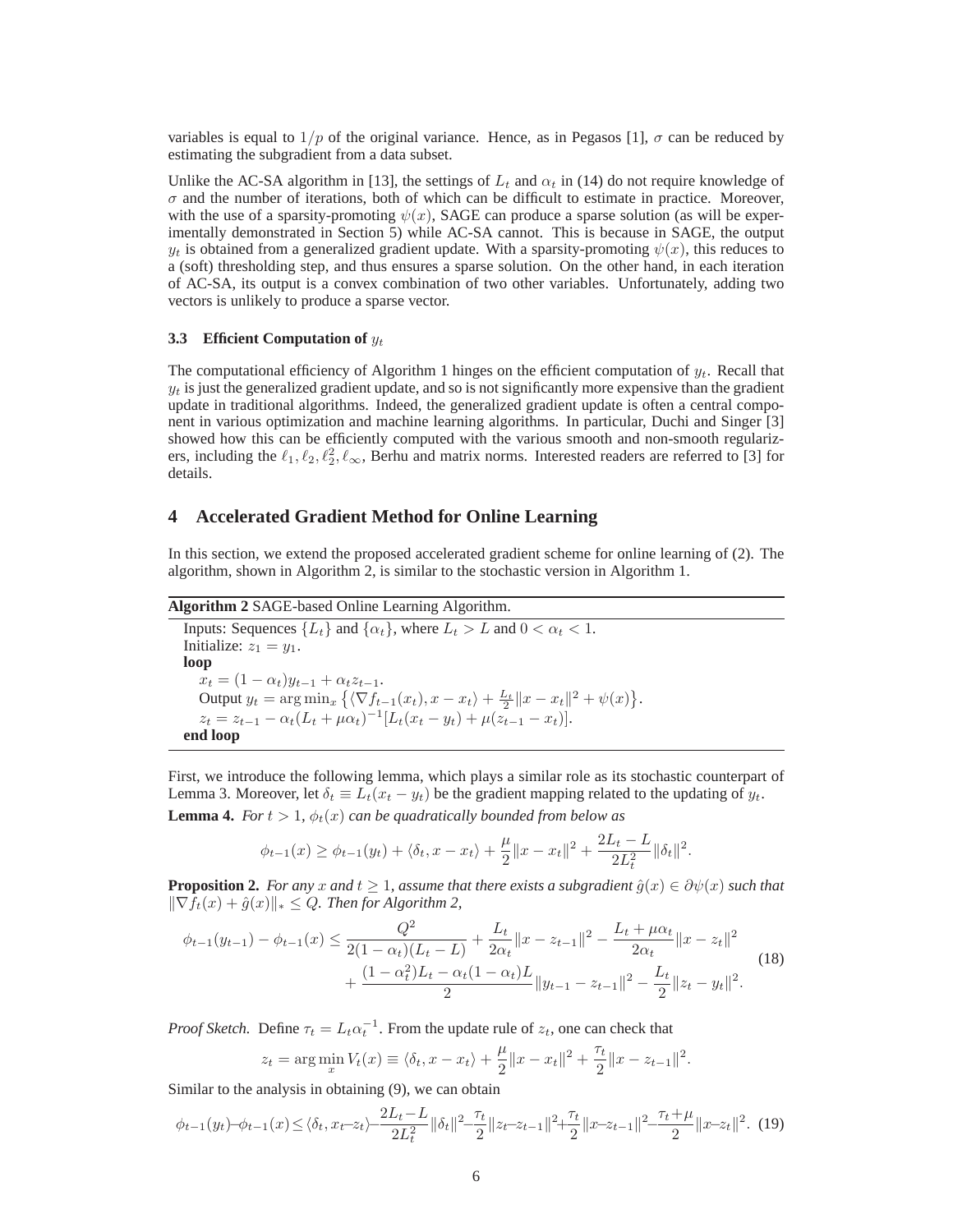variables is equal to $1/p$ of the original variance. Hence, as in Pegasos [1], $\sigma$ can be reduced by estimating the subgradient from a data subset.

Unlike the AC-SA algorithm in [13], the settings of $L_t$ and $\alpha_t$ in (14) do not require knowledge of $\sigma$ and the number of iterations, both of which can be difficult to estimate in practice. Moreover, with the use of a sparsity-promoting $\psi(x)$, SAGE can produce a sparse solution (as will be experimentally demonstrated in Section 5) while AC-SA cannot. This is because in SAGE, the output $y_t$ is obtained from a generalized gradient update. With a sparsity-promoting $\psi(x)$, this reduces to a (soft) thresholding step, and thus ensures a sparse solution. On the other hand, in each iteration of AC-SA, its output is a convex combination of two other variables. Unfortunately, adding two vectors is unlikely to produce a sparse vector.

### 3.3 Efficient Computation of $y_t$

The computational efficiency of Algorithm 1 hinges on the efficient computation of $y_t$. Recall that $y_t$ is just the generalized gradient update, and so is not significantly more expensive than the gradient update in traditional algorithms. Indeed, the generalized gradient update is often a central component in various optimization and machine learning algorithms. In particular, Duchi and Singer [3] showed how this can be efficiently computed with the various smooth and non-smooth regularizers, including the $\ell_1, \ell_2, \ell_2^2, \ell_\infty$, Berhu and matrix norms. Interested readers are referred to [3] for details.

## 4 Accelerated Gradient Method for Online Learning

In this section, we extend the proposed accelerated gradient scheme for online learning of (2). The algorithm, shown in Algorithm 2, is similar to the stochastic version in Algorithm 1.

**Algorithm 2** SAGE-based Online Learning Algorithm.

Inputs: Sequences $\{L_t\}$ and $\{\alpha_t\}$, where $L_t > L$ and $0 < \alpha_t < 1$.
Initialize: $z_1 = y_1$.
**loop**
  $x_t = (1-\alpha_t)y_{t-1} + \alpha_t z_{t-1}$.
  Output $y_t = \arg\min_x \left\{\langle \nabla f_{t-1}(x_t), x - x_t\rangle + \frac{L_t}{2}\|x - x_t\|^2 + \psi(x)\right\}$.
  $z_t = z_{t-1} - \alpha_t(L_t + \mu\alpha_t)^{-1}[L_t(x_t - y_t) + \mu(z_{t-1} - x_t)]$.
**end loop**

First, we introduce the following lemma, which plays a similar role as its stochastic counterpart of Lemma 3. Moreover, let $\delta_t \equiv L_t(x_t - y_t)$ be the gradient mapping related to the updating of $y_t$.

**Lemma 4.** *For $t > 1$, $\phi_t(x)$ can be quadratically bounded from below as*

$$\phi_{t-1}(x) \geq \phi_{t-1}(y_t) + \langle \delta_t, x - x_t\rangle + \frac{\mu}{2}\|x - x_t\|^2 + \frac{2L_t - L}{2L_t^2}\|\delta_t\|^2.$$

**Proposition 2.** *For any $x$ and $t \geq 1$, assume that there exists a subgradient $\hat{g}(x) \in \partial\psi(x)$ such that $\|\nabla f_t(x) + \hat{g}(x)\|_* \leq Q$. Then for Algorithm 2,*

$$\begin{aligned}\phi_{t-1}(y_{t-1}) - \phi_{t-1}(x) \leq& \frac{Q^2}{2(1-\alpha_t)(L_t - L)} + \frac{L_t}{2\alpha_t}\|x - z_{t-1}\|^2 - \frac{L_t + \mu\alpha_t}{2\alpha_t}\|x - z_t\|^2 \\ &+ \frac{(1-\alpha_t^2)L_t - \alpha_t(1-\alpha_t)L}{2}\|y_{t-1} - z_{t-1}\|^2 - \frac{L_t}{2}\|z_t - y_t\|^2.\end{aligned} \tag{18}$$

*Proof Sketch.* Define $\tau_t = L_t\alpha_t^{-1}$. From the update rule of $z_t$, one can check that

$$z_t = \arg\min_x V_t(x) \equiv \langle \delta_t, x - x_t\rangle + \frac{\mu}{2}\|x - x_t\|^2 + \frac{\tau_t}{2}\|x - z_{t-1}\|^2.$$

Similar to the analysis in obtaining (9), we can obtain

$$\phi_{t-1}(y_t) - \phi_{t-1}(x) \leq \langle \delta_t, x_t - z_t\rangle - \frac{2L_t - L}{2L_t^2}\|\delta_t\|^2 - \frac{\tau_t}{2}\|z_t - z_{t-1}\|^2 + \frac{\tau_t}{2}\|x - z_{t-1}\|^2 - \frac{\tau_t + \mu}{2}\|x - z_t\|^2. \tag{19}$$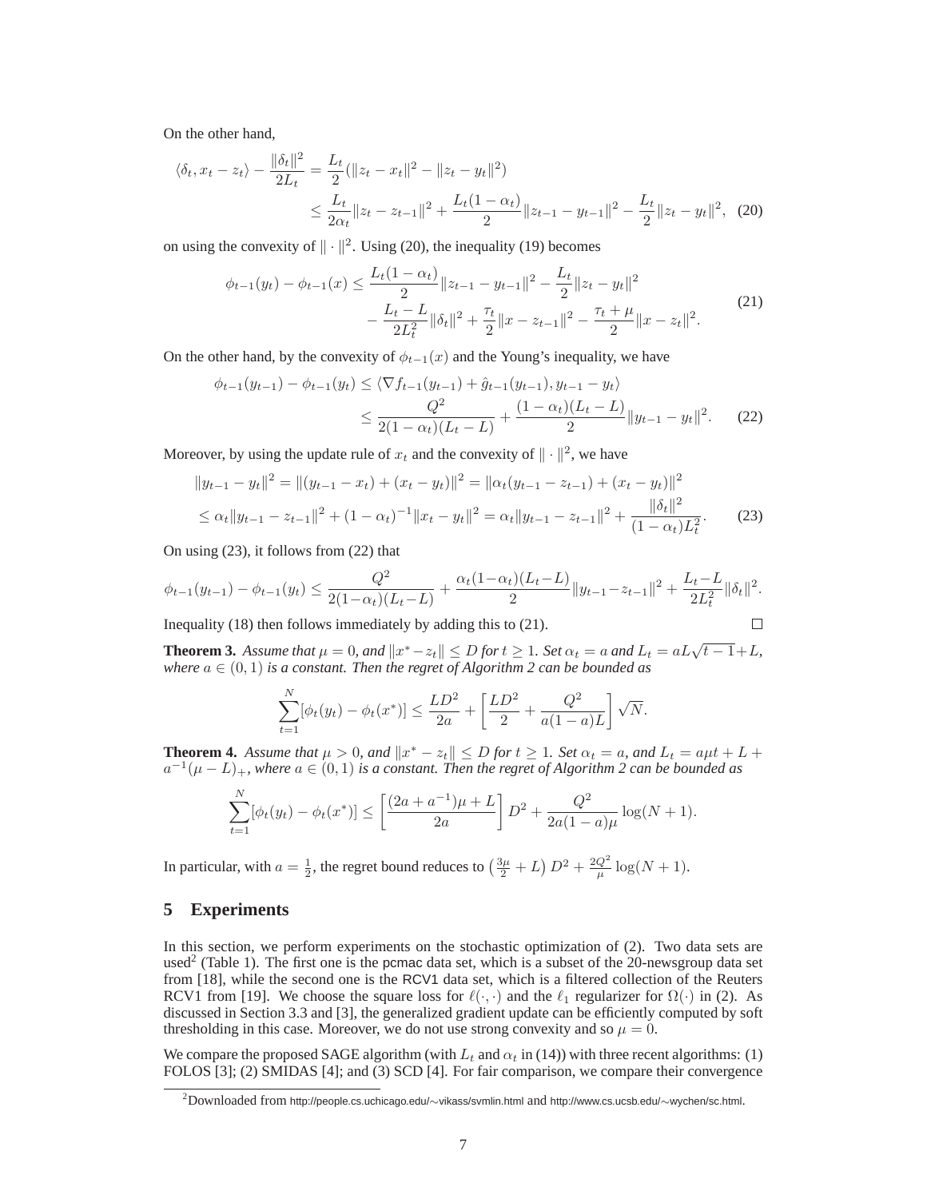On the other hand,

$$\langle \delta_t, x_t - z_t \rangle - \frac{\|\delta_t\|^2}{2L_t} = \frac{L_t}{2}(\|z_t - x_t\|^2 - \|z_t - y_t\|^2)$$
$$\leq \frac{L_t}{2\alpha_t}\|z_t - z_{t-1}\|^2 + \frac{L_t(1-\alpha_t)}{2}\|z_{t-1} - y_{t-1}\|^2 - \frac{L_t}{2}\|z_t - y_t\|^2, \quad (20)$$

on using the convexity of $\|\cdot\|^2$. Using (20), the inequality (19) becomes

$$\phi_{t-1}(y_t) - \phi_{t-1}(x) \leq \frac{L_t(1-\alpha_t)}{2}\|z_{t-1} - y_{t-1}\|^2 - \frac{L_t}{2}\|z_t - y_t\|^2$$
$$- \frac{L_t - L}{2L_t^2}\|\delta_t\|^2 + \frac{\tau_t}{2}\|x - z_{t-1}\|^2 - \frac{\tau_t + \mu}{2}\|x - z_t\|^2. \quad (21)$$

On the other hand, by the convexity of $\phi_{t-1}(x)$ and the Young's inequality, we have

$$\phi_{t-1}(y_{t-1}) - \phi_{t-1}(y_t) \leq \langle \nabla f_{t-1}(y_{t-1}) + \hat{g}_{t-1}(y_{t-1}), y_{t-1} - y_t \rangle$$
$$\leq \frac{Q^2}{2(1-\alpha_t)(L_t - L)} + \frac{(1-\alpha_t)(L_t - L)}{2}\|y_{t-1} - y_t\|^2. \quad (22)$$

Moreover, by using the update rule of $x_t$ and the convexity of $\|\cdot\|^2$, we have

$$\|y_{t-1} - y_t\|^2 = \|(y_{t-1} - x_t) + (x_t - y_t)\|^2 = \|\alpha_t(y_{t-1} - z_{t-1}) + (x_t - y_t)\|^2$$
$$\leq \alpha_t\|y_{t-1} - z_{t-1}\|^2 + (1-\alpha_t)^{-1}\|x_t - y_t\|^2 = \alpha_t\|y_{t-1} - z_{t-1}\|^2 + \frac{\|\delta_t\|^2}{(1-\alpha_t)L_t^2}. \quad (23)$$

On using (23), it follows from (22) that

$$\phi_{t-1}(y_{t-1}) - \phi_{t-1}(y_t) \leq \frac{Q^2}{2(1-\alpha_t)(L_t - L)} + \frac{\alpha_t(1-\alpha_t)(L_t - L)}{2}\|y_{t-1} - z_{t-1}\|^2 + \frac{L_t - L}{2L_t^2}\|\delta_t\|^2.$$

Inequality (18) then follows immediately by adding this to (21). □

**Theorem 3.** *Assume that $\mu = 0$, and $\|x^* - z_t\| \leq D$ for $t \geq 1$. Set $\alpha_t = a$ and $L_t = aL\sqrt{t-1} + L$, where $a \in (0,1)$ is a constant. Then the regret of Algorithm 2 can be bounded as*

$$\sum_{t=1}^{N}[\phi_t(y_t) - \phi_t(x^*)] \leq \frac{LD^2}{2a} + \left[\frac{LD^2}{2} + \frac{Q^2}{a(1-a)L}\right]\sqrt{N}.$$

**Theorem 4.** *Assume that $\mu > 0$, and $\|x^* - z_t\| \leq D$ for $t \geq 1$. Set $\alpha_t = a$, and $L_t = a\mu t + L + a^{-1}(\mu - L)_+$, where $a \in (0,1)$ is a constant. Then the regret of Algorithm 2 can be bounded as*

$$\sum_{t=1}^{N}[\phi_t(y_t) - \phi_t(x^*)] \leq \left[\frac{(2a + a^{-1})\mu + L}{2a}\right]D^2 + \frac{Q^2}{2a(1-a)\mu}\log(N+1).$$

In particular, with $a = \frac{1}{2}$, the regret bound reduces to $\left(\frac{3\mu}{2} + L\right)D^2 + \frac{2Q^2}{\mu}\log(N+1)$.

## 5 Experiments

In this section, we perform experiments on the stochastic optimization of (2). Two data sets are used[2] (Table 1). The first one is the pcmac data set, which is a subset of the 20-newsgroup data set from [18], while the second one is the RCV1 data set, which is a filtered collection of the Reuters RCV1 from [19]. We choose the square loss for $\ell(\cdot,\cdot)$ and the $\ell_1$ regularizer for $\Omega(\cdot)$ in (2). As discussed in Section 3.3 and [3], the generalized gradient update can be efficiently computed by soft thresholding in this case. Moreover, we do not use strong convexity and so $\mu = 0$.

We compare the proposed SAGE algorithm (with $L_t$ and $\alpha_t$ in (14)) with three recent algorithms: (1) FOLOS [3]; (2) SMIDAS [4]; and (3) SCD [4]. For fair comparison, we compare their convergence

[2] Downloaded from http://people.cs.uchicago.edu/∼vikass/svmlin.html and http://www.cs.ucsb.edu/∼wychen/sc.html.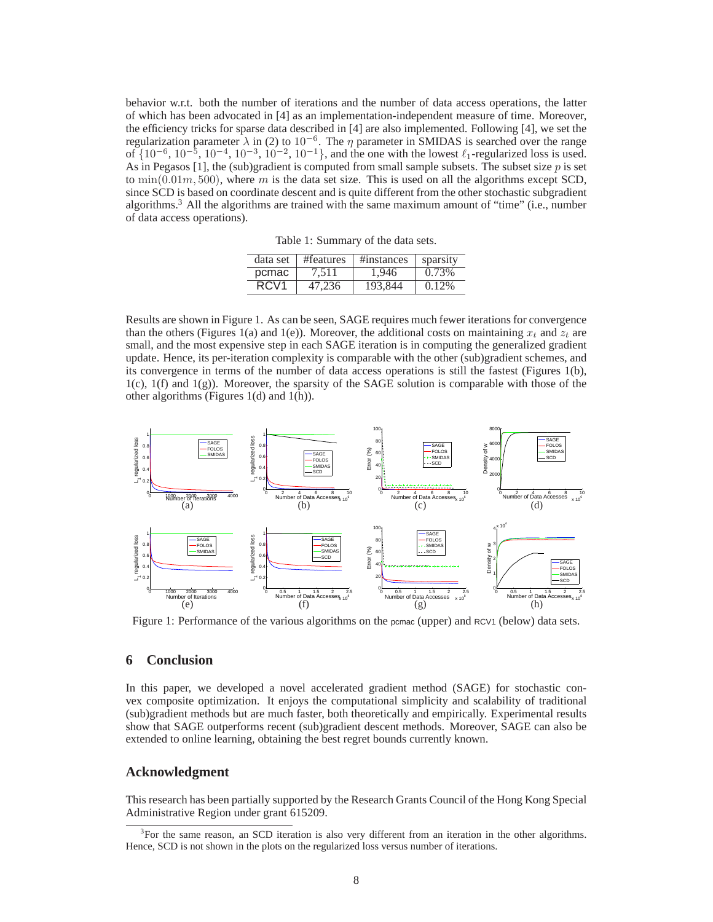behavior w.r.t. both the number of iterations and the number of data access operations, the latter of which has been advocated in [4] as an implementation-independent measure of time. Moreover, the efficiency tricks for sparse data described in [4] are also implemented. Following [4], we set the regularization parameter $\lambda$ in (2) to $10^{-6}$. The $\eta$ parameter in SMIDAS is searched over the range of $\{10^{-6}, 10^{-5}, 10^{-4}, 10^{-3}, 10^{-2}, 10^{-1}\}$, and the one with the lowest $\ell_1$-regularized loss is used. As in Pegasos [1], the (sub)gradient is computed from small sample subsets. The subset size $p$ is set to $\min(0.01m, 500)$, where $m$ is the data set size. This is used on all the algorithms except SCD, since SCD is based on coordinate descent and is quite different from the other stochastic subgradient algorithms.[3] All the algorithms are trained with the same maximum amount of "time" (i.e., number of data access operations).

Table 1: Summary of the data sets.

| data set | #features | #instances | sparsity |
|---|---|---|---|
| pcmac | 7,511 | 1,946 | 0.73% |
| RCV1 | 47,236 | 193,844 | 0.12% |

Results are shown in Figure 1. As can be seen, SAGE requires much fewer iterations for convergence than the others (Figures 1(a) and 1(e)). Moreover, the additional costs on maintaining $x_t$ and $z_t$ are small, and the most expensive step in each SAGE iteration is in computing the generalized gradient update. Hence, its per-iteration complexity is comparable with the other (sub)gradient schemes, and its convergence in terms of the number of data access operations is still the fastest (Figures 1(b), 1(c), 1(f) and 1(g)). Moreover, the sparsity of the SAGE solution is comparable with those of the other algorithms (Figures 1(d) and 1(h)).

Figure 1: Performance of the various algorithms on the pcmac (upper) and RCV1 (below) data sets.

## 6 Conclusion

In this paper, we developed a novel accelerated gradient method (SAGE) for stochastic convex composite optimization. It enjoys the computational simplicity and scalability of traditional (sub)gradient methods but are much faster, both theoretically and empirically. Experimental results show that SAGE outperforms recent (sub)gradient descent methods. Moreover, SAGE can also be extended to online learning, obtaining the best regret bounds currently known.

## Acknowledgment

This research has been partially supported by the Research Grants Council of the Hong Kong Special Administrative Region under grant 615209.

[3] For the same reason, an SCD iteration is also very different from an iteration in the other algorithms. Hence, SCD is not shown in the plots on the regularized loss versus number of iterations.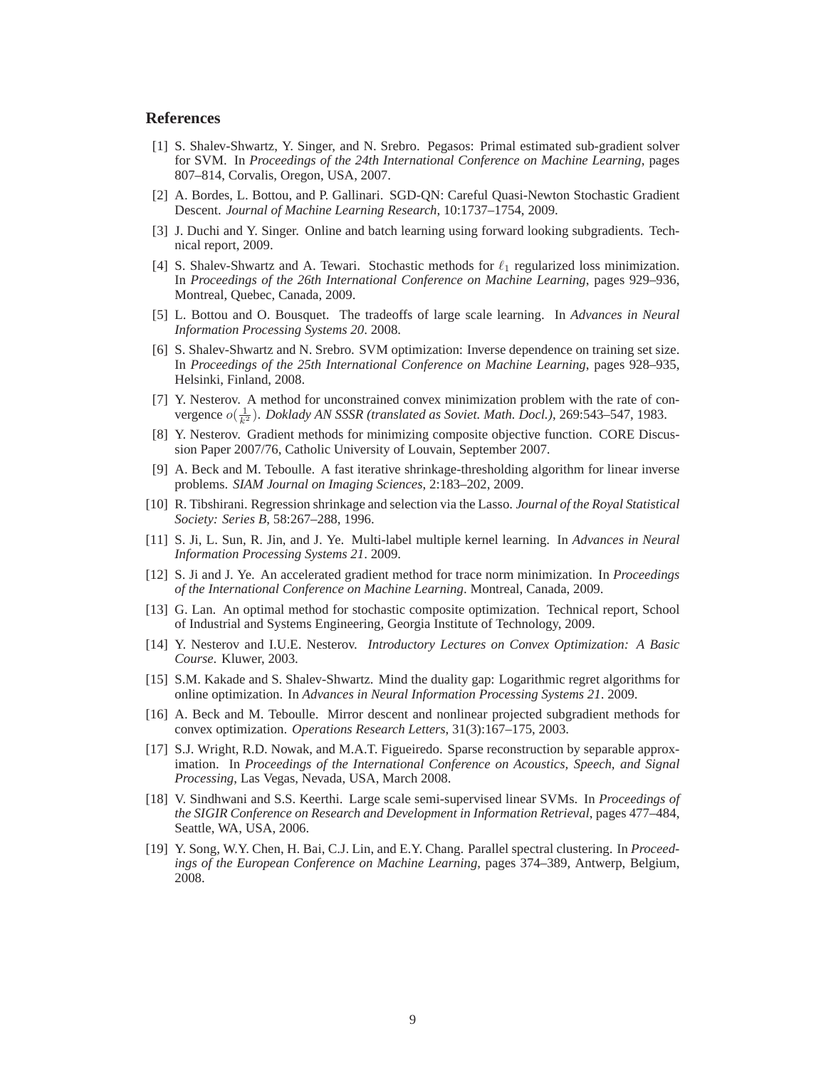## References

[1] S. Shalev-Shwartz, Y. Singer, and N. Srebro. Pegasos: Primal estimated sub-gradient solver for SVM. In *Proceedings of the 24th International Conference on Machine Learning*, pages 807–814, Corvalis, Oregon, USA, 2007.

[2] A. Bordes, L. Bottou, and P. Gallinari. SGD-QN: Careful Quasi-Newton Stochastic Gradient Descent. *Journal of Machine Learning Research*, 10:1737–1754, 2009.

[3] J. Duchi and Y. Singer. Online and batch learning using forward looking subgradients. Technical report, 2009.

[4] S. Shalev-Shwartz and A. Tewari. Stochastic methods for $\ell_1$ regularized loss minimization. In *Proceedings of the 26th International Conference on Machine Learning*, pages 929–936, Montreal, Quebec, Canada, 2009.

[5] L. Bottou and O. Bousquet. The tradeoffs of large scale learning. In *Advances in Neural Information Processing Systems 20*. 2008.

[6] S. Shalev-Shwartz and N. Srebro. SVM optimization: Inverse dependence on training set size. In *Proceedings of the 25th International Conference on Machine Learning*, pages 928–935, Helsinki, Finland, 2008.

[7] Y. Nesterov. A method for unconstrained convex minimization problem with the rate of convergence $o(\frac{1}{k^2})$. *Doklady AN SSSR (translated as Soviet. Math. Docl.)*, 269:543–547, 1983.

[8] Y. Nesterov. Gradient methods for minimizing composite objective function. CORE Discussion Paper 2007/76, Catholic University of Louvain, September 2007.

[9] A. Beck and M. Teboulle. A fast iterative shrinkage-thresholding algorithm for linear inverse problems. *SIAM Journal on Imaging Sciences*, 2:183–202, 2009.

[10] R. Tibshirani. Regression shrinkage and selection via the Lasso. *Journal of the Royal Statistical Society: Series B*, 58:267–288, 1996.

[11] S. Ji, L. Sun, R. Jin, and J. Ye. Multi-label multiple kernel learning. In *Advances in Neural Information Processing Systems 21*. 2009.

[12] S. Ji and J. Ye. An accelerated gradient method for trace norm minimization. In *Proceedings of the International Conference on Machine Learning*. Montreal, Canada, 2009.

[13] G. Lan. An optimal method for stochastic composite optimization. Technical report, School of Industrial and Systems Engineering, Georgia Institute of Technology, 2009.

[14] Y. Nesterov and I.U.E. Nesterov. *Introductory Lectures on Convex Optimization: A Basic Course*. Kluwer, 2003.

[15] S.M. Kakade and S. Shalev-Shwartz. Mind the duality gap: Logarithmic regret algorithms for online optimization. In *Advances in Neural Information Processing Systems 21*. 2009.

[16] A. Beck and M. Teboulle. Mirror descent and nonlinear projected subgradient methods for convex optimization. *Operations Research Letters*, 31(3):167–175, 2003.

[17] S.J. Wright, R.D. Nowak, and M.A.T. Figueiredo. Sparse reconstruction by separable approximation. In *Proceedings of the International Conference on Acoustics, Speech, and Signal Processing*, Las Vegas, Nevada, USA, March 2008.

[18] V. Sindhwani and S.S. Keerthi. Large scale semi-supervised linear SVMs. In *Proceedings of the SIGIR Conference on Research and Development in Information Retrieval*, pages 477–484, Seattle, WA, USA, 2006.

[19] Y. Song, W.Y. Chen, H. Bai, C.J. Lin, and E.Y. Chang. Parallel spectral clustering. In *Proceedings of the European Conference on Machine Learning*, pages 374–389, Antwerp, Belgium, 2008.